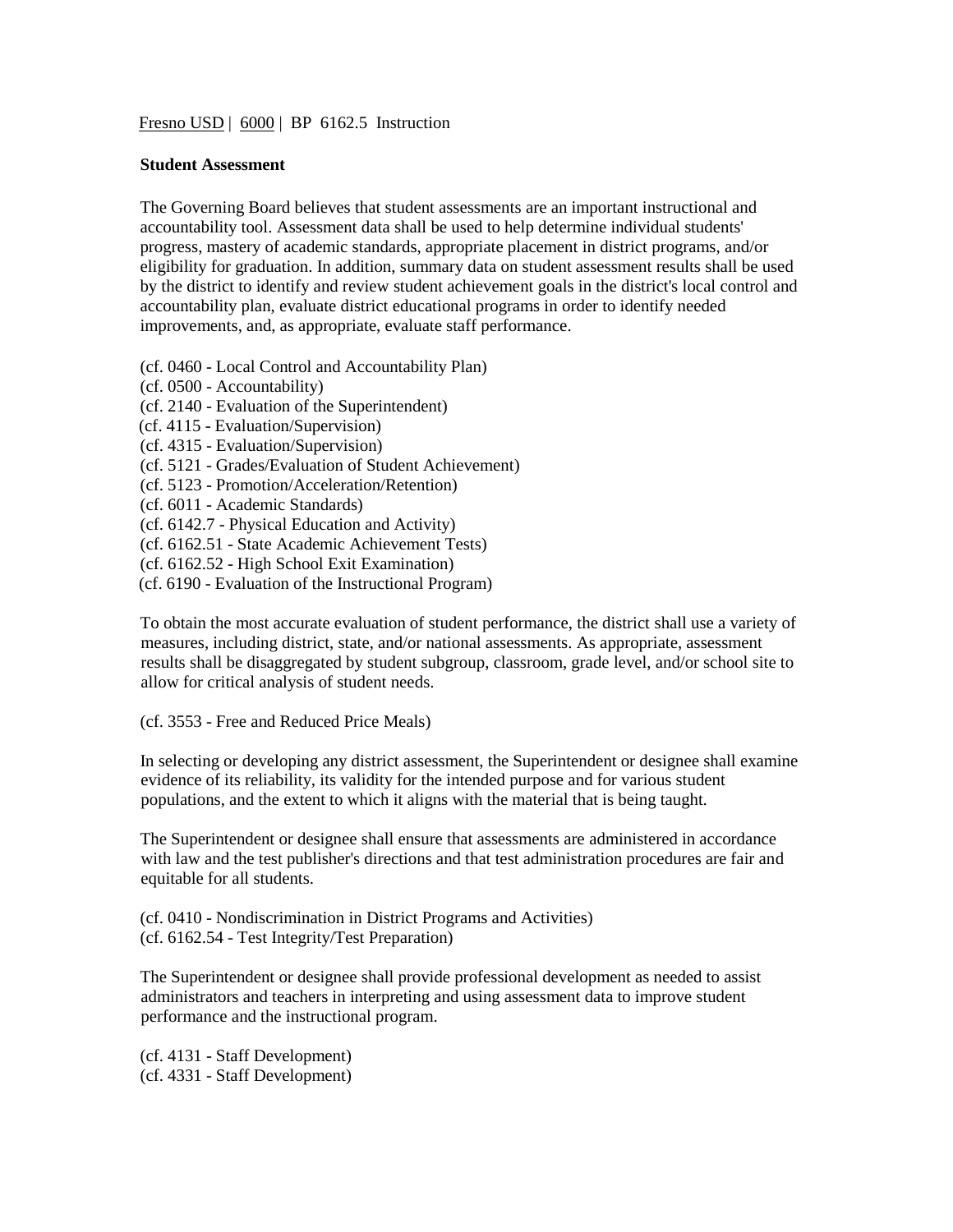Fresno USD | 6000 | BP 6162.5 Instruction

**Student Assessment**

The Governing Board believes that student assessments are an important instructional and accountability tool. Assessment data shall be used to help determine individual students' progress, mastery of academic standards, appropriate placement in district programs, and/or eligibility for graduation. In addition, summary data on student assessment results shall be used by the district to identify and review student achievement goals in the district's local control and accountability plan, evaluate district educational programs in order to identify needed improvements, and, as appropriate, evaluate staff performance.

(cf. 0460 - Local Control and Accountability Plan)
(cf. 0500 - Accountability)
(cf. 2140 - Evaluation of the Superintendent)
(cf. 4115 - Evaluation/Supervision)
(cf. 4315 - Evaluation/Supervision)
(cf. 5121 - Grades/Evaluation of Student Achievement)
(cf. 5123 - Promotion/Acceleration/Retention)
(cf. 6011 - Academic Standards)
(cf. 6142.7 - Physical Education and Activity)
(cf. 6162.51 - State Academic Achievement Tests)
(cf. 6162.52 - High School Exit Examination)
(cf. 6190 - Evaluation of the Instructional Program)

To obtain the most accurate evaluation of student performance, the district shall use a variety of measures, including district, state, and/or national assessments. As appropriate, assessment results shall be disaggregated by student subgroup, classroom, grade level, and/or school site to allow for critical analysis of student needs.

(cf. 3553 - Free and Reduced Price Meals)

In selecting or developing any district assessment, the Superintendent or designee shall examine evidence of its reliability, its validity for the intended purpose and for various student populations, and the extent to which it aligns with the material that is being taught.

The Superintendent or designee shall ensure that assessments are administered in accordance with law and the test publisher's directions and that test administration procedures are fair and equitable for all students.

(cf. 0410 - Nondiscrimination in District Programs and Activities)
(cf. 6162.54 - Test Integrity/Test Preparation)

The Superintendent or designee shall provide professional development as needed to assist administrators and teachers in interpreting and using assessment data to improve student performance and the instructional program.

(cf. 4131 - Staff Development)
(cf. 4331 - Staff Development)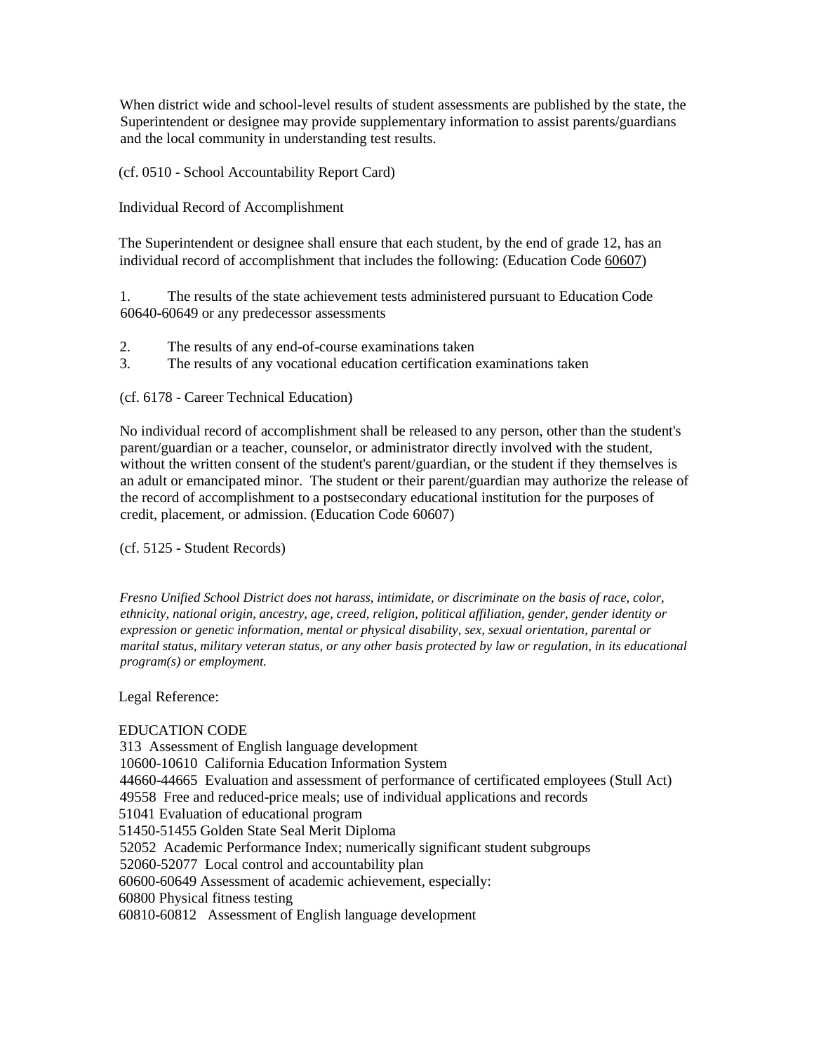When district wide and school-level results of student assessments are published by the state, the Superintendent or designee may provide supplementary information to assist parents/guardians and the local community in understanding test results.

(cf. 0510 - School Accountability Report Card)

Individual Record of Accomplishment

The Superintendent or designee shall ensure that each student, by the end of grade 12, has an individual record of accomplishment that includes the following: (Education Code 60607)

1. The results of the state achievement tests administered pursuant to Education Code 60640-60649 or any predecessor assessments
2. The results of any end-of-course examinations taken
3. The results of any vocational education certification examinations taken

(cf. 6178 - Career Technical Education)

No individual record of accomplishment shall be released to any person, other than the student's parent/guardian or a teacher, counselor, or administrator directly involved with the student, without the written consent of the student's parent/guardian, or the student if they themselves is an adult or emancipated minor. The student or their parent/guardian may authorize the release of the record of accomplishment to a postsecondary educational institution for the purposes of credit, placement, or admission. (Education Code 60607)

(cf. 5125 - Student Records)

*Fresno Unified School District does not harass, intimidate, or discriminate on the basis of race, color, ethnicity, national origin, ancestry, age, creed, religion, political affiliation, gender, gender identity or expression or genetic information, mental or physical disability, sex, sexual orientation, parental or marital status, military veteran status, or any other basis protected by law or regulation, in its educational program(s) or employment.*

Legal Reference:

EDUCATION CODE
313 Assessment of English language development
10600-10610 California Education Information System
44660-44665 Evaluation and assessment of performance of certificated employees (Stull Act)
49558 Free and reduced-price meals; use of individual applications and records
51041 Evaluation of educational program
51450-51455 Golden State Seal Merit Diploma
52052 Academic Performance Index; numerically significant student subgroups
52060-52077 Local control and accountability plan
60600-60649 Assessment of academic achievement, especially:
60800 Physical fitness testing
60810-60812 Assessment of English language development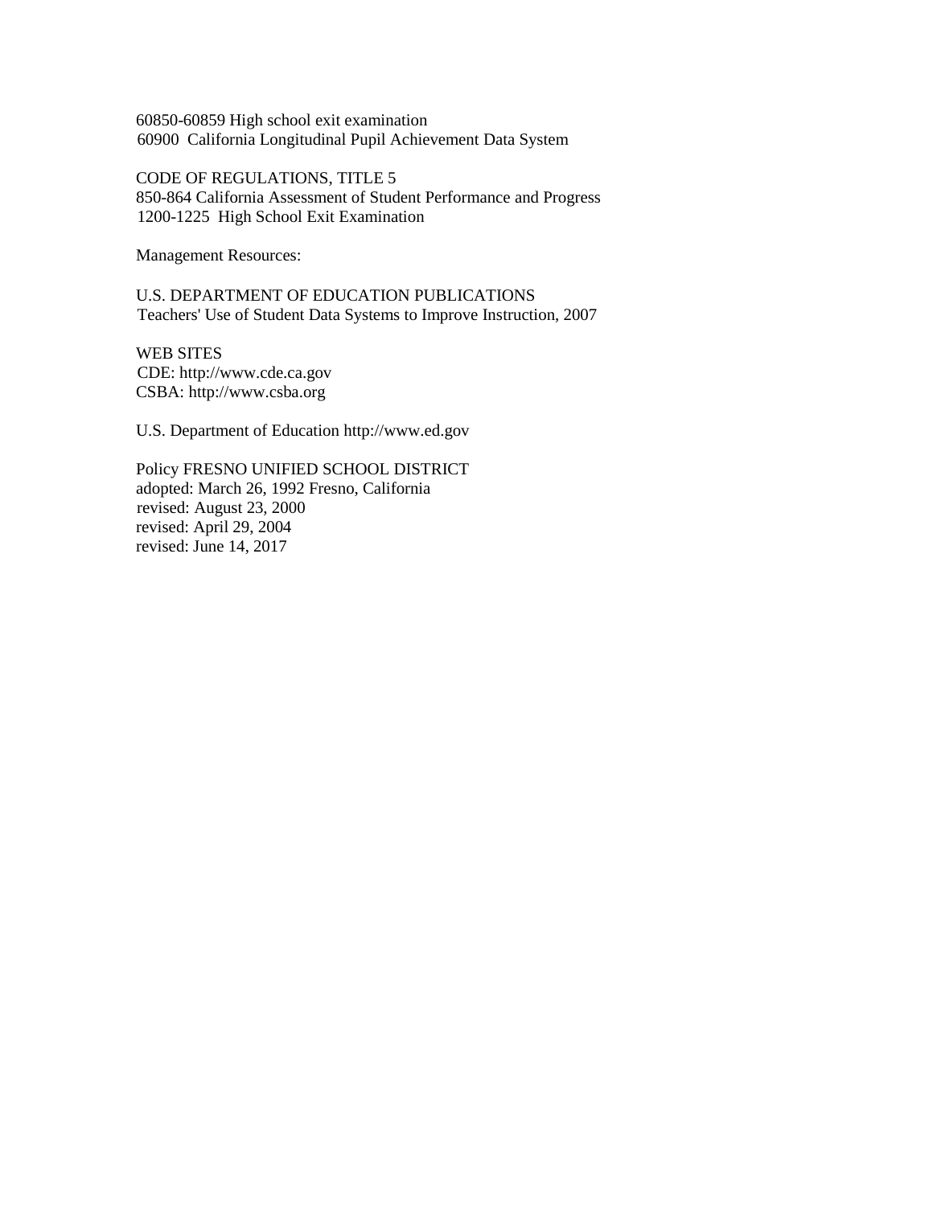60850-60859 High school exit examination
60900 California Longitudinal Pupil Achievement Data System

CODE OF REGULATIONS, TITLE 5
850-864 California Assessment of Student Performance and Progress
1200-1225 High School Exit Examination

Management Resources:

U.S. DEPARTMENT OF EDUCATION PUBLICATIONS
Teachers' Use of Student Data Systems to Improve Instruction, 2007

WEB SITES
CDE: http://www.cde.ca.gov
CSBA: http://www.csba.org

U.S. Department of Education http://www.ed.gov

Policy FRESNO UNIFIED SCHOOL DISTRICT
adopted: March 26, 1992 Fresno, California
revised: August 23, 2000
revised: April 29, 2004
revised: June 14, 2017